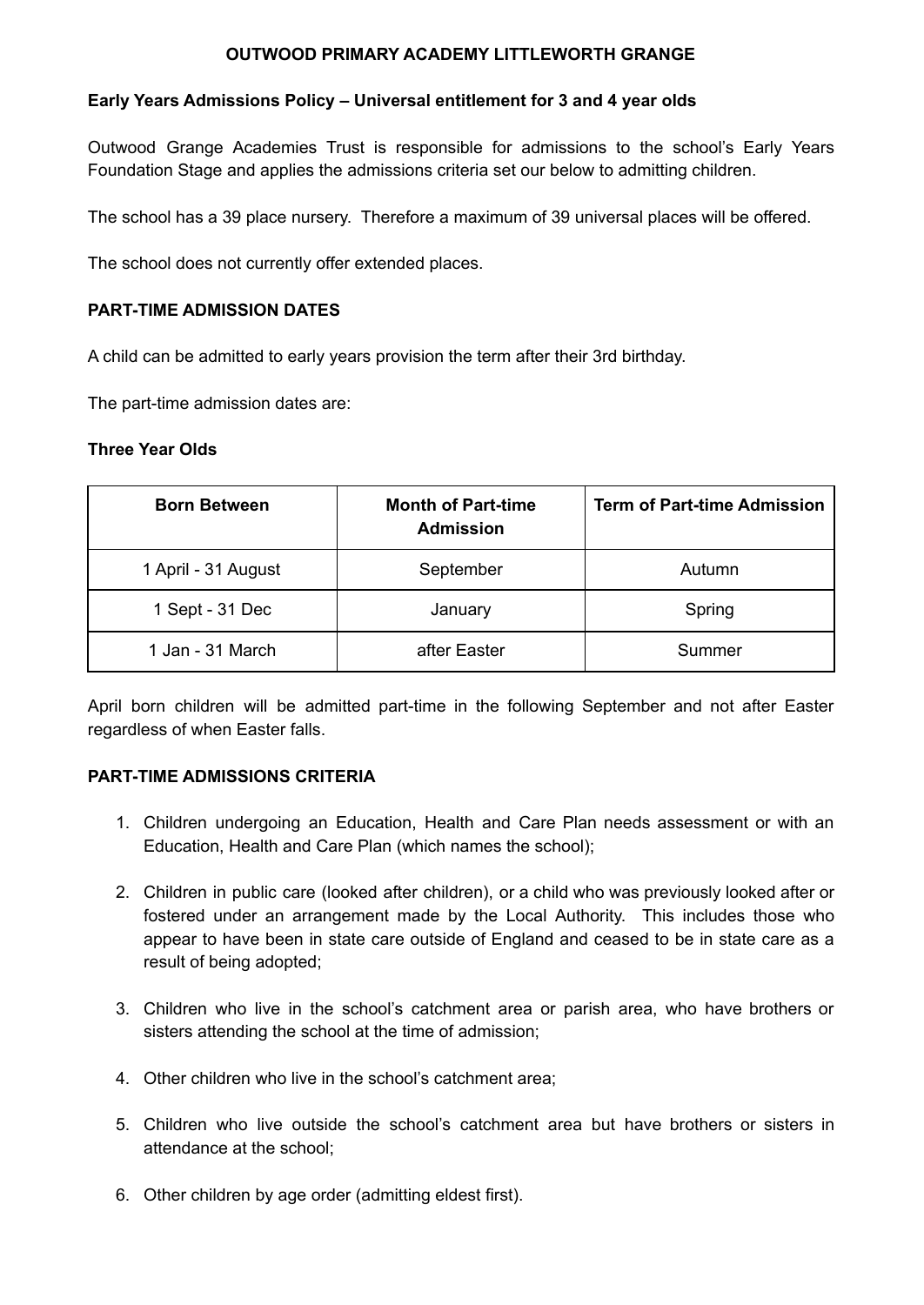**OUTWOOD PRIMARY ACADEMY LITTLEWORTH GRANGE**

**Early Years Admissions Policy – Universal entitlement for 3 and 4 year olds**

Outwood Grange Academies Trust is responsible for admissions to the school's Early Years Foundation Stage and applies the admissions criteria set our below to admitting children.

The school has a 39 place nursery. Therefore a maximum of 39 universal places will be offered.

The school does not currently offer extended places.

**PART-TIME ADMISSION DATES**

A child can be admitted to early years provision the term after their 3rd birthday.

The part-time admission dates are:

**Three Year Olds**

| Born Between | Month of Part-time Admission | Term of Part-time Admission |
|---|---|---|
| 1 April - 31 August | September | Autumn |
| 1 Sept - 31 Dec | January | Spring |
| 1 Jan - 31 March | after Easter | Summer |

April born children will be admitted part-time in the following September and not after Easter regardless of when Easter falls.

**PART-TIME ADMISSIONS CRITERIA**

1. Children undergoing an Education, Health and Care Plan needs assessment or with an Education, Health and Care Plan (which names the school);
2. Children in public care (looked after children), or a child who was previously looked after or fostered under an arrangement made by the Local Authority. This includes those who appear to have been in state care outside of England and ceased to be in state care as a result of being adopted;
3. Children who live in the school's catchment area or parish area, who have brothers or sisters attending the school at the time of admission;
4. Other children who live in the school's catchment area;
5. Children who live outside the school's catchment area but have brothers or sisters in attendance at the school;
6. Other children by age order (admitting eldest first).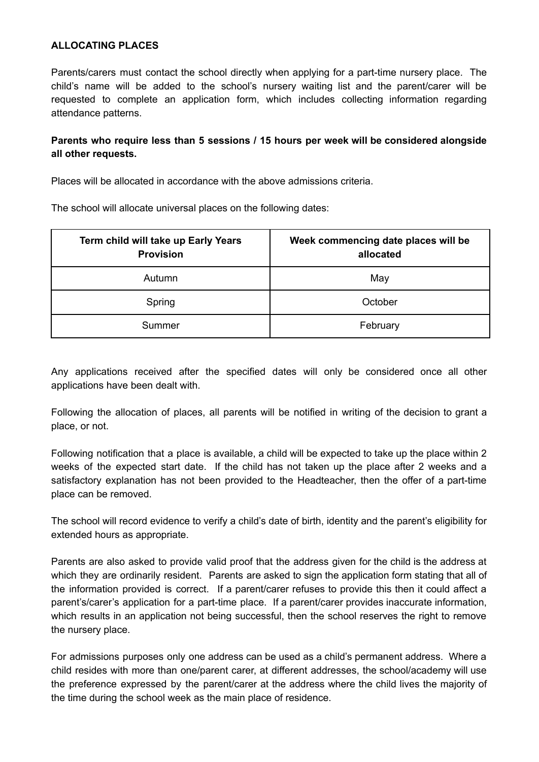**ALLOCATING PLACES**

Parents/carers must contact the school directly when applying for a part-time nursery place. The child's name will be added to the school's nursery waiting list and the parent/carer will be requested to complete an application form, which includes collecting information regarding attendance patterns.

**Parents who require less than 5 sessions / 15 hours per week will be considered alongside all other requests.**

Places will be allocated in accordance with the above admissions criteria.

The school will allocate universal places on the following dates:

| Term child will take up Early Years Provision | Week commencing date places will be allocated |
| --- | --- |
| Autumn | May |
| Spring | October |
| Summer | February |

Any applications received after the specified dates will only be considered once all other applications have been dealt with.

Following the allocation of places, all parents will be notified in writing of the decision to grant a place, or not.

Following notification that a place is available, a child will be expected to take up the place within 2 weeks of the expected start date. If the child has not taken up the place after 2 weeks and a satisfactory explanation has not been provided to the Headteacher, then the offer of a part-time place can be removed.

The school will record evidence to verify a child's date of birth, identity and the parent's eligibility for extended hours as appropriate.

Parents are also asked to provide valid proof that the address given for the child is the address at which they are ordinarily resident. Parents are asked to sign the application form stating that all of the information provided is correct. If a parent/carer refuses to provide this then it could affect a parent's/carer's application for a part-time place. If a parent/carer provides inaccurate information, which results in an application not being successful, then the school reserves the right to remove the nursery place.

For admissions purposes only one address can be used as a child's permanent address. Where a child resides with more than one/parent carer, at different addresses, the school/academy will use the preference expressed by the parent/carer at the address where the child lives the majority of the time during the school week as the main place of residence.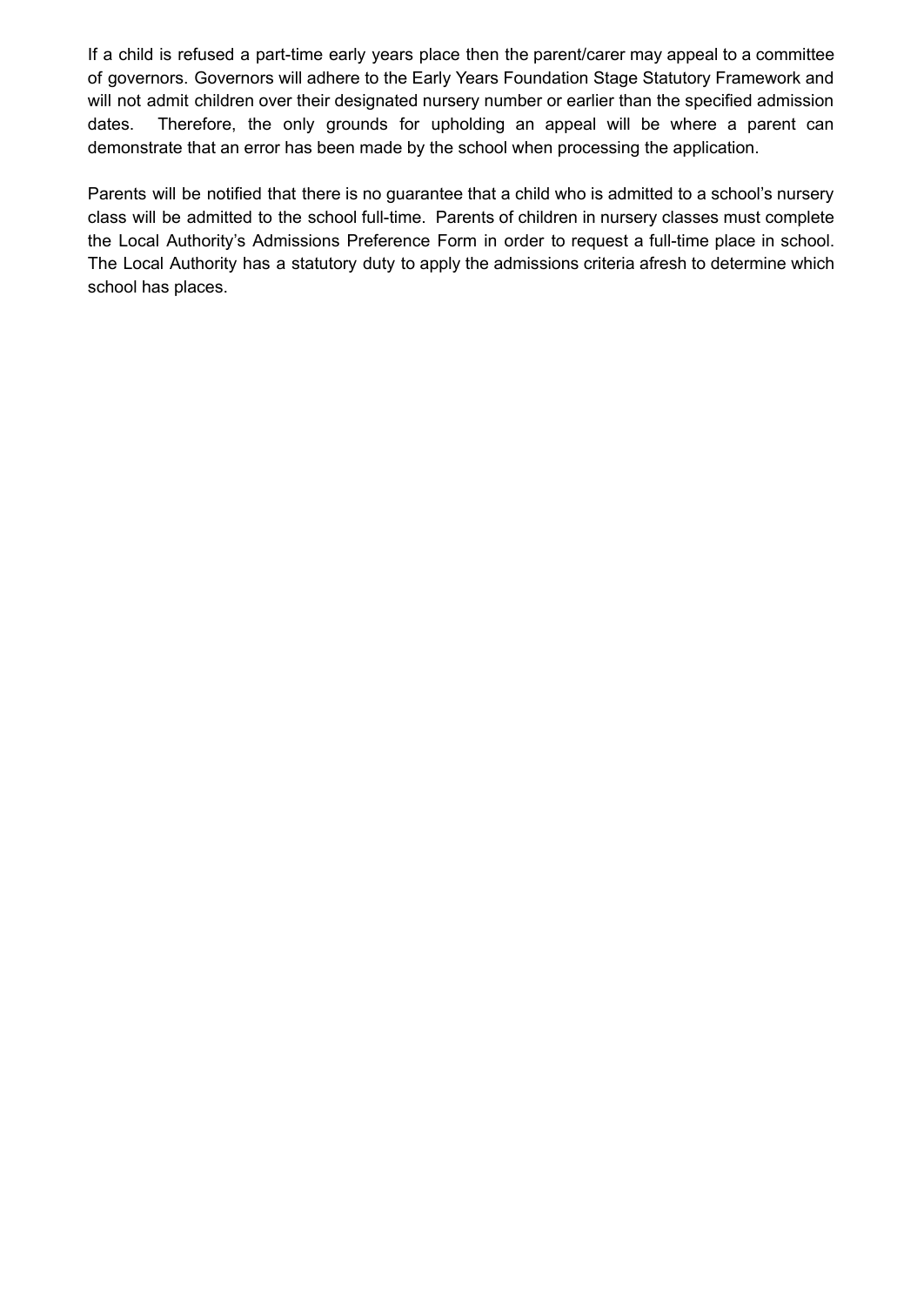If a child is refused a part-time early years place then the parent/carer may appeal to a committee of governors. Governors will adhere to the Early Years Foundation Stage Statutory Framework and will not admit children over their designated nursery number or earlier than the specified admission dates. Therefore, the only grounds for upholding an appeal will be where a parent can demonstrate that an error has been made by the school when processing the application.

Parents will be notified that there is no guarantee that a child who is admitted to a school's nursery class will be admitted to the school full-time. Parents of children in nursery classes must complete the Local Authority's Admissions Preference Form in order to request a full-time place in school. The Local Authority has a statutory duty to apply the admissions criteria afresh to determine which school has places.